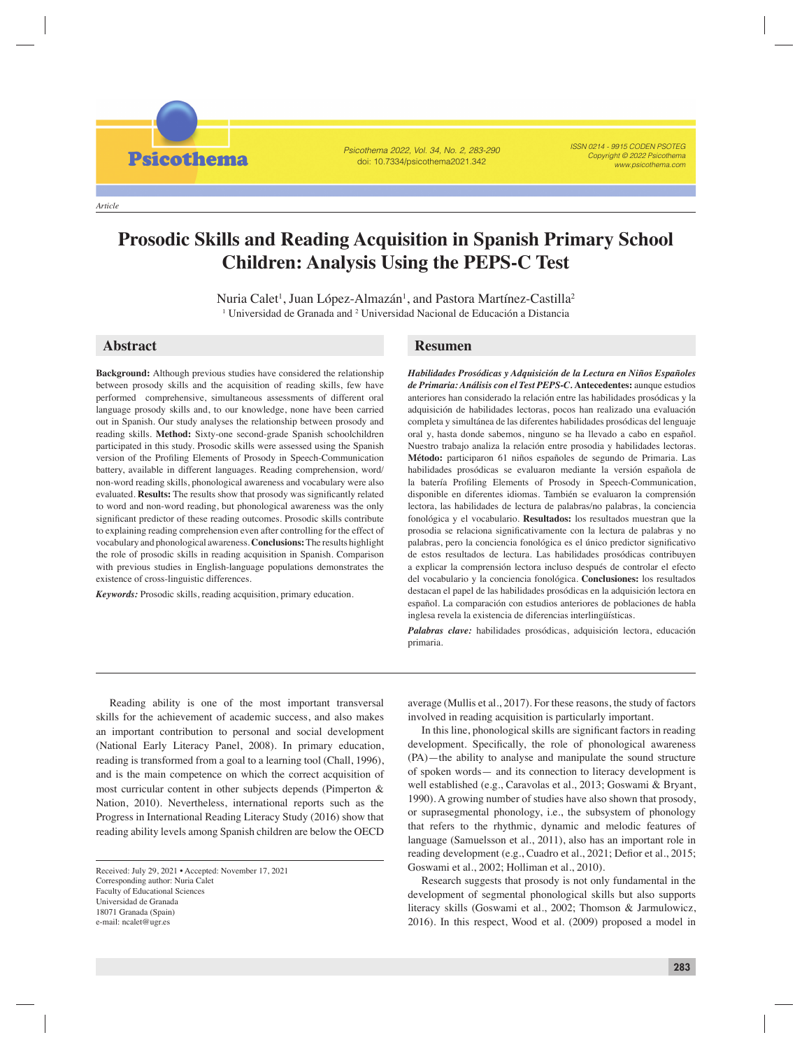Article

# Prosodic Skills and Reading Acquisition in Spanish Primary School Children: Analysis Using the PEPS-C Test

Nuria Calet[1], Juan López-Almazán[1], and Pastora Martínez-Castilla[2]

[1] Universidad de Granada and [2] Universidad Nacional de Educación a Distancia

## Abstract

**Background:** Although previous studies have considered the relationship between prosody skills and the acquisition of reading skills, few have performed comprehensive, simultaneous assessments of different oral language prosody skills and, to our knowledge, none have been carried out in Spanish. Our study analyses the relationship between prosody and reading skills. **Method:** Sixty-one second-grade Spanish schoolchildren participated in this study. Prosodic skills were assessed using the Spanish version of the Profiling Elements of Prosody in Speech-Communication battery, available in different languages. Reading comprehension, word/non-word reading skills, phonological awareness and vocabulary were also evaluated. **Results:** The results show that prosody was significantly related to word and non-word reading, but phonological awareness was the only significant predictor of these reading outcomes. Prosodic skills contribute to explaining reading comprehension even after controlling for the effect of vocabulary and phonological awareness. **Conclusions:** The results highlight the role of prosodic skills in reading acquisition in Spanish. Comparison with previous studies in English-language populations demonstrates the existence of cross-linguistic differences.

***Keywords:*** Prosodic skills, reading acquisition, primary education.

## Resumen

***Habilidades Prosódicas y Adquisición de la Lectura en Niños Españoles de Primaria: Análisis con el Test PEPS-C.*** **Antecedentes:** aunque estudios anteriores han considerado la relación entre las habilidades prosódicas y la adquisición de habilidades lectoras, pocos han realizado una evaluación completa y simultánea de las diferentes habilidades prosódicas del lenguaje oral y, hasta donde sabemos, ninguno se ha llevado a cabo en español. Nuestro trabajo analiza la relación entre prosodia y habilidades lectoras. **Método:** participaron 61 niños españoles de segundo de Primaria. Las habilidades prosódicas se evaluaron mediante la versión española de la batería Profiling Elements of Prosody in Speech-Communication, disponible en diferentes idiomas. También se evaluaron la comprensión lectora, las habilidades de lectura de palabras/no palabras, la conciencia fonológica y el vocabulario. **Resultados:** los resultados muestran que la prosodia se relaciona significativamente con la lectura de palabras y no palabras, pero la conciencia fonológica es el único predictor significativo de estos resultados de lectura. Las habilidades prosódicas contribuyen a explicar la comprensión lectora incluso después de controlar el efecto del vocabulario y la conciencia fonológica. **Conclusiones:** los resultados destacan el papel de las habilidades prosódicas en la adquisición lectora en español. La comparación con estudios anteriores de poblaciones de habla inglesa revela la existencia de diferencias interlingüísticas.

***Palabras clave:*** habilidades prosódicas, adquisición lectora, educación primaria.

---

Reading ability is one of the most important transversal skills for the achievement of academic success, and also makes an important contribution to personal and social development (National Early Literacy Panel, 2008). In primary education, reading is transformed from a goal to a learning tool (Chall, 1996), and is the main competence on which the correct acquisition of most curricular content in other subjects depends (Pimperton & Nation, 2010). Nevertheless, international reports such as the Progress in International Reading Literacy Study (2016) show that reading ability levels among Spanish children are below the OECD average (Mullis et al., 2017). For these reasons, the study of factors involved in reading acquisition is particularly important.

In this line, phonological skills are significant factors in reading development. Specifically, the role of phonological awareness (PA)—the ability to analyse and manipulate the sound structure of spoken words— and its connection to literacy development is well established (e.g., Caravolas et al., 2013; Goswami & Bryant, 1990). A growing number of studies have also shown that prosody, or suprasegmental phonology, i.e., the subsystem of phonology that refers to the rhythmic, dynamic and melodic features of language (Samuelsson et al., 2011), also has an important role in reading development (e.g., Cuadro et al., 2021; Defior et al., 2015; Goswami et al., 2002; Holliman et al., 2010).

Research suggests that prosody is not only fundamental in the development of segmental phonological skills but also supports literacy skills (Goswami et al., 2002; Thomson & Jarmulowicz, 2016). In this respect, Wood et al. (2009) proposed a model in

---

Received: July 29, 2021 • Accepted: November 17, 2021
Corresponding author: Nuria Calet
Faculty of Educational Sciences
Universidad de Granada
18071 Granada (Spain)
e-mail: ncalet@ugr.es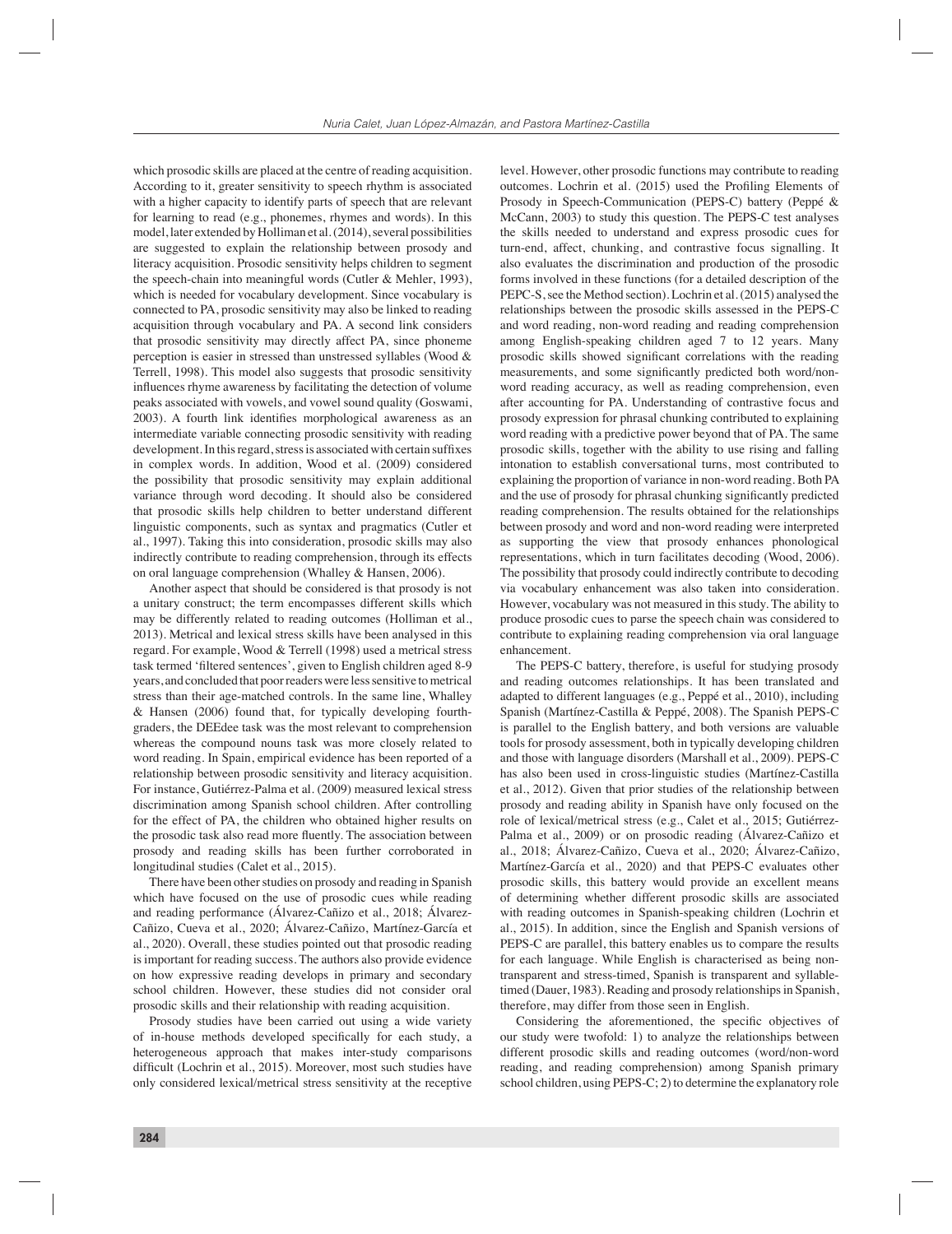which prosodic skills are placed at the centre of reading acquisition. According to it, greater sensitivity to speech rhythm is associated with a higher capacity to identify parts of speech that are relevant for learning to read (e.g., phonemes, rhymes and words). In this model, later extended by Holliman et al. (2014), several possibilities are suggested to explain the relationship between prosody and literacy acquisition. Prosodic sensitivity helps children to segment the speech-chain into meaningful words (Cutler & Mehler, 1993), which is needed for vocabulary development. Since vocabulary is connected to PA, prosodic sensitivity may also be linked to reading acquisition through vocabulary and PA. A second link considers that prosodic sensitivity may directly affect PA, since phoneme perception is easier in stressed than unstressed syllables (Wood & Terrell, 1998). This model also suggests that prosodic sensitivity influences rhyme awareness by facilitating the detection of volume peaks associated with vowels, and vowel sound quality (Goswami, 2003). A fourth link identifies morphological awareness as an intermediate variable connecting prosodic sensitivity with reading development. In this regard, stress is associated with certain suffixes in complex words. In addition, Wood et al. (2009) considered the possibility that prosodic sensitivity may explain additional variance through word decoding. It should also be considered that prosodic skills help children to better understand different linguistic components, such as syntax and pragmatics (Cutler et al., 1997). Taking this into consideration, prosodic skills may also indirectly contribute to reading comprehension, through its effects on oral language comprehension (Whalley & Hansen, 2006).

Another aspect that should be considered is that prosody is not a unitary construct; the term encompasses different skills which may be differently related to reading outcomes (Holliman et al., 2013). Metrical and lexical stress skills have been analysed in this regard. For example, Wood & Terrell (1998) used a metrical stress task termed 'filtered sentences', given to English children aged 8-9 years, and concluded that poor readers were less sensitive to metrical stress than their age-matched controls. In the same line, Whalley & Hansen (2006) found that, for typically developing fourth-graders, the DEEdee task was the most relevant to comprehension whereas the compound nouns task was more closely related to word reading. In Spain, empirical evidence has been reported of a relationship between prosodic sensitivity and literacy acquisition. For instance, Gutiérrez-Palma et al. (2009) measured lexical stress discrimination among Spanish school children. After controlling for the effect of PA, the children who obtained higher results on the prosodic task also read more fluently. The association between prosody and reading skills has been further corroborated in longitudinal studies (Calet et al., 2015).

There have been other studies on prosody and reading in Spanish which have focused on the use of prosodic cues while reading and reading performance (Álvarez-Cañizo et al., 2018; Álvarez-Cañizo, Cueva et al., 2020; Álvarez-Cañizo, Martínez-García et al., 2020). Overall, these studies pointed out that prosodic reading is important for reading success. The authors also provide evidence on how expressive reading develops in primary and secondary school children. However, these studies did not consider oral prosodic skills and their relationship with reading acquisition.

Prosody studies have been carried out using a wide variety of in-house methods developed specifically for each study, a heterogeneous approach that makes inter-study comparisons difficult (Lochrin et al., 2015). Moreover, most such studies have only considered lexical/metrical stress sensitivity at the receptive level. However, other prosodic functions may contribute to reading outcomes. Lochrin et al. (2015) used the Profiling Elements of Prosody in Speech-Communication (PEPS-C) battery (Peppé & McCann, 2003) to study this question. The PEPS-C test analyses the skills needed to understand and express prosodic cues for turn-end, affect, chunking, and contrastive focus signalling. It also evaluates the discrimination and production of the prosodic forms involved in these functions (for a detailed description of the PEPC-S, see the Method section). Lochrin et al. (2015) analysed the relationships between the prosodic skills assessed in the PEPS-C and word reading, non-word reading and reading comprehension among English-speaking children aged 7 to 12 years. Many prosodic skills showed significant correlations with the reading measurements, and some significantly predicted both word/non-word reading accuracy, as well as reading comprehension, even after accounting for PA. Understanding of contrastive focus and prosody expression for phrasal chunking contributed to explaining word reading with a predictive power beyond that of PA. The same prosodic skills, together with the ability to use rising and falling intonation to establish conversational turns, most contributed to explaining the proportion of variance in non-word reading. Both PA and the use of prosody for phrasal chunking significantly predicted reading comprehension. The results obtained for the relationships between prosody and word and non-word reading were interpreted as supporting the view that prosody enhances phonological representations, which in turn facilitates decoding (Wood, 2006). The possibility that prosody could indirectly contribute to decoding via vocabulary enhancement was also taken into consideration. However, vocabulary was not measured in this study. The ability to produce prosodic cues to parse the speech chain was considered to contribute to explaining reading comprehension via oral language enhancement.

The PEPS-C battery, therefore, is useful for studying prosody and reading outcomes relationships. It has been translated and adapted to different languages (e.g., Peppé et al., 2010), including Spanish (Martínez-Castilla & Peppé, 2008). The Spanish PEPS-C is parallel to the English battery, and both versions are valuable tools for prosody assessment, both in typically developing children and those with language disorders (Marshall et al., 2009). PEPS-C has also been used in cross-linguistic studies (Martínez-Castilla et al., 2012). Given that prior studies of the relationship between prosody and reading ability in Spanish have only focused on the role of lexical/metrical stress (e.g., Calet et al., 2015; Gutiérrez-Palma et al., 2009) or on prosodic reading (Álvarez-Cañizo et al., 2018; Álvarez-Cañizo, Cueva et al., 2020; Álvarez-Cañizo, Martínez-García et al., 2020) and that PEPS-C evaluates other prosodic skills, this battery would provide an excellent means of determining whether different prosodic skills are associated with reading outcomes in Spanish-speaking children (Lochrin et al., 2015). In addition, since the English and Spanish versions of PEPS-C are parallel, this battery enables us to compare the results for each language. While English is characterised as being non-transparent and stress-timed, Spanish is transparent and syllable-timed (Dauer, 1983). Reading and prosody relationships in Spanish, therefore, may differ from those seen in English.

Considering the aforementioned, the specific objectives of our study were twofold: 1) to analyze the relationships between different prosodic skills and reading outcomes (word/non-word reading, and reading comprehension) among Spanish primary school children, using PEPS-C; 2) to determine the explanatory role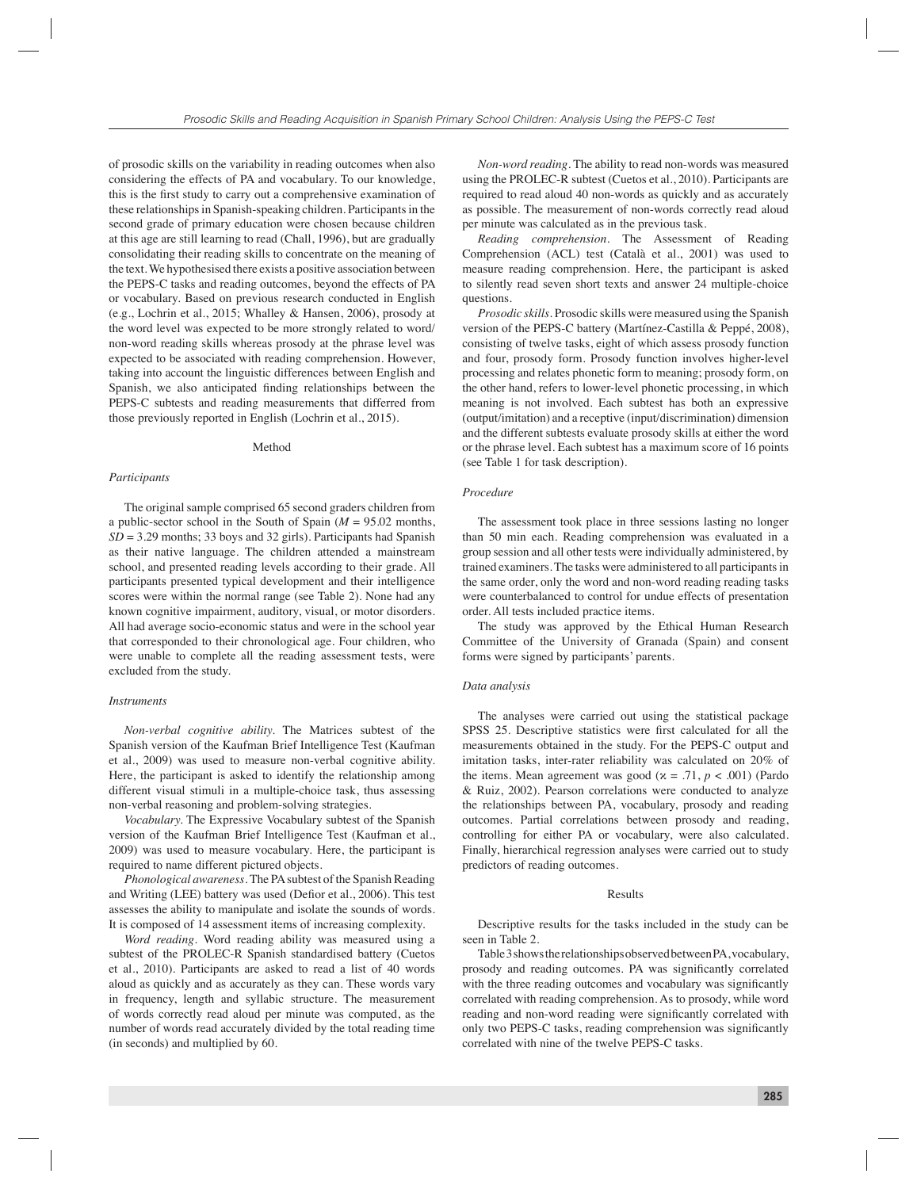of prosodic skills on the variability in reading outcomes when also considering the effects of PA and vocabulary. To our knowledge, this is the first study to carry out a comprehensive examination of these relationships in Spanish-speaking children. Participants in the second grade of primary education were chosen because children at this age are still learning to read (Chall, 1996), but are gradually consolidating their reading skills to concentrate on the meaning of the text. We hypothesised there exists a positive association between the PEPS-C tasks and reading outcomes, beyond the effects of PA or vocabulary. Based on previous research conducted in English (e.g., Lochrin et al., 2015; Whalley & Hansen, 2006), prosody at the word level was expected to be more strongly related to word/non-word reading skills whereas prosody at the phrase level was expected to be associated with reading comprehension. However, taking into account the linguistic differences between English and Spanish, we also anticipated finding relationships between the PEPS-C subtests and reading measurements that differed from those previously reported in English (Lochrin et al., 2015).

## Method

### Participants

The original sample comprised 65 second graders children from a public-sector school in the South of Spain ($M$ = 95.02 months, $SD$ = 3.29 months; 33 boys and 32 girls). Participants had Spanish as their native language. The children attended a mainstream school, and presented reading levels according to their grade. All participants presented typical development and their intelligence scores were within the normal range (see Table 2). None had any known cognitive impairment, auditory, visual, or motor disorders. All had average socio-economic status and were in the school year that corresponded to their chronological age. Four children, who were unable to complete all the reading assessment tests, were excluded from the study.

### Instruments

*Non-verbal cognitive ability*. The Matrices subtest of the Spanish version of the Kaufman Brief Intelligence Test (Kaufman et al., 2009) was used to measure non-verbal cognitive ability. Here, the participant is asked to identify the relationship among different visual stimuli in a multiple-choice task, thus assessing non-verbal reasoning and problem-solving strategies.

*Vocabulary*. The Expressive Vocabulary subtest of the Spanish version of the Kaufman Brief Intelligence Test (Kaufman et al., 2009) was used to measure vocabulary. Here, the participant is required to name different pictured objects.

*Phonological awareness*. The PA subtest of the Spanish Reading and Writing (LEE) battery was used (Defior et al., 2006). This test assesses the ability to manipulate and isolate the sounds of words. It is composed of 14 assessment items of increasing complexity.

*Word reading*. Word reading ability was measured using a subtest of the PROLEC-R Spanish standardised battery (Cuetos et al., 2010). Participants are asked to read a list of 40 words aloud as quickly and as accurately as they can. These words vary in frequency, length and syllabic structure. The measurement of words correctly read aloud per minute was computed, as the number of words read accurately divided by the total reading time (in seconds) and multiplied by 60.

*Non-word reading*. The ability to read non-words was measured using the PROLEC-R subtest (Cuetos et al., 2010). Participants are required to read aloud 40 non-words as quickly and as accurately as possible. The measurement of non-words correctly read aloud per minute was calculated as in the previous task.

*Reading comprehension*. The Assessment of Reading Comprehension (ACL) test (Català et al., 2001) was used to measure reading comprehension. Here, the participant is asked to silently read seven short texts and answer 24 multiple-choice questions.

*Prosodic skills*. Prosodic skills were measured using the Spanish version of the PEPS-C battery (Martínez-Castilla & Peppé, 2008), consisting of twelve tasks, eight of which assess prosody function and four, prosody form. Prosody function involves higher-level processing and relates phonetic form to meaning; prosody form, on the other hand, refers to lower-level phonetic processing, in which meaning is not involved. Each subtest has both an expressive (output/imitation) and a receptive (input/discrimination) dimension and the different subtests evaluate prosody skills at either the word or the phrase level. Each subtest has a maximum score of 16 points (see Table 1 for task description).

### Procedure

The assessment took place in three sessions lasting no longer than 50 min each. Reading comprehension was evaluated in a group session and all other tests were individually administered, by trained examiners. The tasks were administered to all participants in the same order, only the word and non-word reading tasks were counterbalanced to control for undue effects of presentation order. All tests included practice items.

The study was approved by the Ethical Human Research Committee of the University of Granada (Spain) and consent forms were signed by participants' parents.

### Data analysis

The analyses were carried out using the statistical package SPSS 25. Descriptive statistics were first calculated for all the measurements obtained in the study. For the PEPS-C output and imitation tasks, inter-rater reliability was calculated on 20% of the items. Mean agreement was good ($\kappa$ = .71, $p$ < .001) (Pardo & Ruiz, 2002). Pearson correlations were conducted to analyze the relationships between PA, vocabulary, prosody and reading outcomes. Partial correlations between prosody and reading, controlling for either PA or vocabulary, were also calculated. Finally, hierarchical regression analyses were carried out to study predictors of reading outcomes.

## Results

Descriptive results for the tasks included in the study can be seen in Table 2.

Table 3 shows the relationships observed between PA, vocabulary, prosody and reading outcomes. PA was significantly correlated with the three reading outcomes and vocabulary was significantly correlated with reading comprehension. As to prosody, while word reading and non-word reading were significantly correlated with only two PEPS-C tasks, reading comprehension was significantly correlated with nine of the twelve PEPS-C tasks.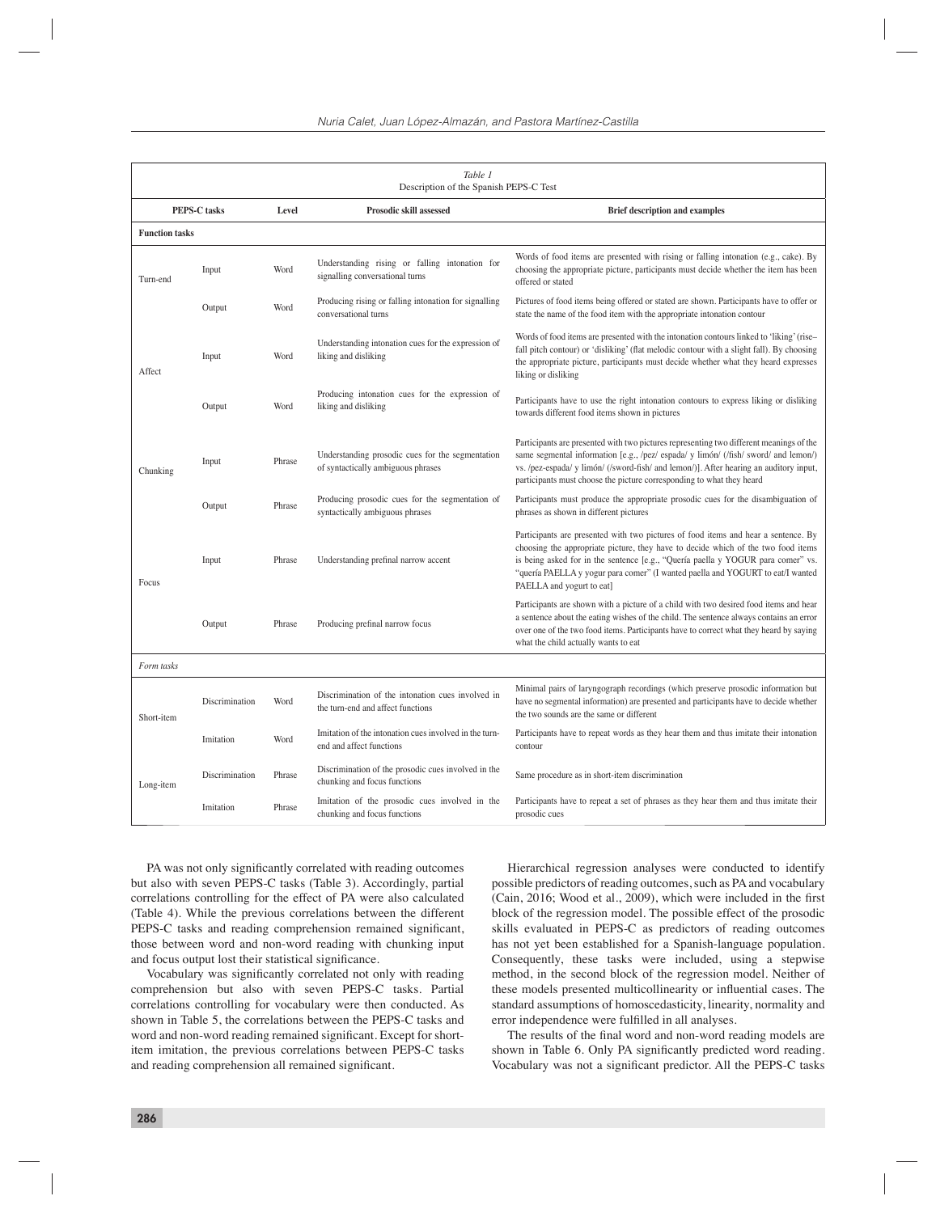Table 1
Description of the Spanish PEPS-C Test

| PEPS-C tasks | | Level | Prosodic skill assessed | Brief description and examples |
|---|---|---|---|---|
| **Function tasks** | | | | |
| Turn-end | Input | Word | Understanding rising or falling intonation for signalling conversational turns | Words of food items are presented with rising or falling intonation (e.g., cake). By choosing the appropriate picture, participants must decide whether the item has been offered or stated |
| | Output | Word | Producing rising or falling intonation for signalling conversational turns | Pictures of food items being offered or stated are shown. Participants have to offer or state the name of the food item with the appropriate intonation contour |
| Affect | Input | Word | Understanding intonation cues for the expression of liking and disliking | Words of food items are presented with the intonation contours linked to 'liking' (rise–fall pitch contour) or 'disliking' (flat melodic contour with a slight fall). By choosing the appropriate picture, participants must decide whether what they heard expresses liking or disliking |
| | Output | Word | Producing intonation cues for the expression of liking and disliking | Participants have to use the right intonation contours to express liking or disliking towards different food items shown in pictures |
| Chunking | Input | Phrase | Understanding prosodic cues for the segmentation of syntactically ambiguous phrases | Participants are presented with two pictures representing two different meanings of the same segmental information [e.g., /pez/ espada/ y limón/ (/fish/ sword/ and lemon/) vs. /pez-espada/ y limón/ (/sword-fish/ and lemon/)]. After hearing an auditory input, participants must choose the picture corresponding to what they heard |
| | Output | Phrase | Producing prosodic cues for the segmentation of syntactically ambiguous phrases | Participants must produce the appropriate prosodic cues for the disambiguation of phrases as shown in different pictures |
| Focus | Input | Phrase | Understanding prefinal narrow accent | Participants are presented with two pictures of food items and hear a sentence. By choosing the appropriate picture, they have to decide which of the two food items is being asked for in the sentence [e.g., "Quería paella y YOGUR para comer" vs. "quería PAELLA y yogur para comer" (I wanted paella and YOGURT to eat/I wanted PAELLA and yogurt to eat] |
| | Output | Phrase | Producing prefinal narrow focus | Participants are shown with a picture of a child with two desired food items and hear a sentence about the eating wishes of the child. The sentence always contains an error over one of the two food items. Participants have to correct what they heard by saying what the child actually wants to eat |
| *Form tasks* | | | | |
| Short-item | Discrimination | Word | Discrimination of the intonation cues involved in the turn-end and affect functions | Minimal pairs of laryngograph recordings (which preserve prosodic information but have no segmental information) are presented and participants have to decide whether the two sounds are the same or different |
| | Imitation | Word | Imitation of the intonation cues involved in the turn-end and affect functions | Participants have to repeat words as they hear them and thus imitate their intonation contour |
| Long-item | Discrimination | Phrase | Discrimination of the prosodic cues involved in the chunking and focus functions | Same procedure as in short-item discrimination |
| | Imitation | Phrase | Imitation of the prosodic cues involved in the chunking and focus functions | Participants have to repeat a set of phrases as they hear them and thus imitate their prosodic cues |

PA was not only significantly correlated with reading outcomes but also with seven PEPS-C tasks (Table 3). Accordingly, partial correlations controlling for the effect of PA were also calculated (Table 4). While the previous correlations between the different PEPS-C tasks and reading comprehension remained significant, those between word and non-word reading with chunking input and focus output lost their statistical significance.

Vocabulary was significantly correlated not only with reading comprehension but also with seven PEPS-C tasks. Partial correlations controlling for vocabulary were then conducted. As shown in Table 5, the correlations between the PEPS-C tasks and word and non-word reading remained significant. Except for short-item imitation, the previous correlations between PEPS-C tasks and reading comprehension all remained significant.

Hierarchical regression analyses were conducted to identify possible predictors of reading outcomes, such as PA and vocabulary (Cain, 2016; Wood et al., 2009), which were included in the first block of the regression model. The possible effect of the prosodic skills evaluated in PEPS-C as predictors of reading outcomes has not yet been established for a Spanish-language population. Consequently, these tasks were included, using a stepwise method, in the second block of the regression model. Neither of these models presented multicollinearity or influential cases. The standard assumptions of homoscedasticity, linearity, normality and error independence were fulfilled in all analyses.

The results of the final word and non-word reading models are shown in Table 6. Only PA significantly predicted word reading. Vocabulary was not a significant predictor. All the PEPS-C tasks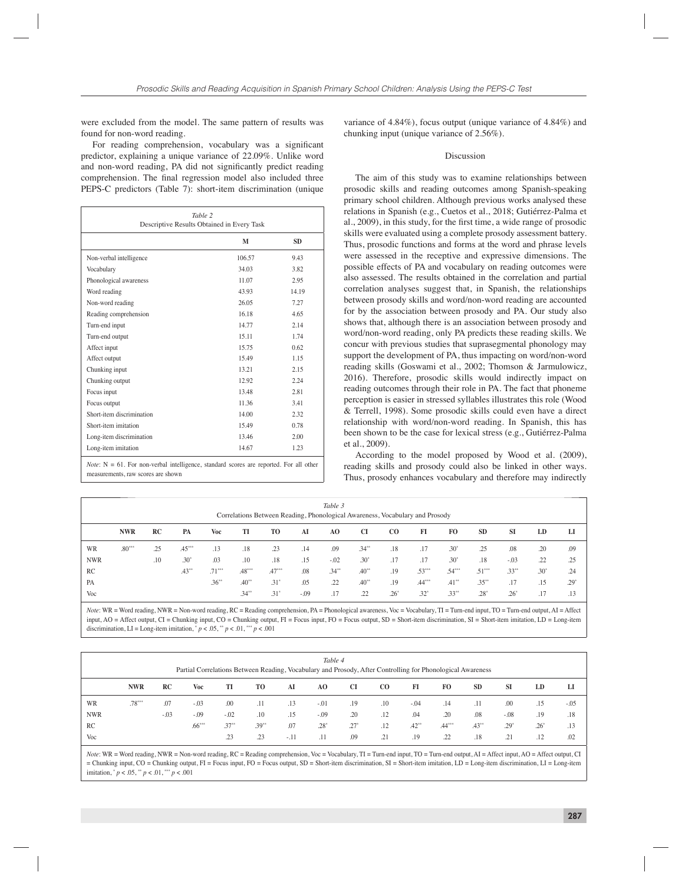were excluded from the model. The same pattern of results was found for non-word reading.

For reading comprehension, vocabulary was a significant predictor, explaining a unique variance of 22.09%. Unlike word and non-word reading, PA did not significantly predict reading comprehension. The final regression model also included three PEPS-C predictors (Table 7): short-item discrimination (unique variance of 4.84%), focus output (unique variance of 4.84%) and chunking input (unique variance of 2.56%).

*Table 2*
Descriptive Results Obtained in Every Task

| | M | SD |
|---|---|---|
| Non-verbal intelligence | 106.57 | 9.43 |
| Vocabulary | 34.03 | 3.82 |
| Phonological awareness | 11.07 | 2.95 |
| Word reading | 43.93 | 14.19 |
| Non-word reading | 26.05 | 7.27 |
| Reading comprehension | 16.18 | 4.65 |
| Turn-end input | 14.77 | 2.14 |
| Turn-end output | 15.11 | 1.74 |
| Affect input | 15.75 | 0.62 |
| Affect output | 15.49 | 1.15 |
| Chunking input | 13.21 | 2.15 |
| Chunking output | 12.92 | 2.24 |
| Focus input | 13.48 | 2.81 |
| Focus output | 11.36 | 3.41 |
| Short-item discrimination | 14.00 | 2.32 |
| Short-item imitation | 15.49 | 0.78 |
| Long-item discrimination | 13.46 | 2.00 |
| Long-item imitation | 14.67 | 1.23 |

*Note*: N = 61. For non-verbal intelligence, standard scores are reported. For all other measurements, raw scores are shown

## Discussion

The aim of this study was to examine relationships between prosodic skills and reading outcomes among Spanish-speaking primary school children. Although previous works analysed these relations in Spanish (e.g., Cuetos et al., 2018; Gutiérrez-Palma et al., 2009), in this study, for the first time, a wide range of prosodic skills were evaluated using a complete prosody assessment battery. Thus, prosodic functions and forms at the word and phrase levels were assessed in the receptive and expressive dimensions. The possible effects of PA and vocabulary on reading outcomes were also assessed. The results obtained in the correlation and partial correlation analyses suggest that, in Spanish, the relationships between prosody skills and word/non-word reading are accounted for by the association between prosody and PA. Our study also shows that, although there is an association between prosody and word/non-word reading, only PA predicts these reading skills. We concur with previous studies that suprasegmental phonology may support the development of PA, thus impacting on word/non-word reading skills (Goswami et al., 2002; Thomson & Jarmulowicz, 2016). Therefore, prosodic skills would indirectly impact on reading outcomes through their role in PA. The fact that phoneme perception is easier in stressed syllables illustrates this role (Wood & Terrell, 1998). Some prosodic skills could even have a direct relationship with word/non-word reading. In Spanish, this has been shown to be the case for lexical stress (e.g., Gutiérrez-Palma et al., 2009).

According to the model proposed by Wood et al. (2009), reading skills and prosody could also be linked in other ways. Thus, prosody enhances vocabulary and therefore may indirectly

*Table 3*
Correlations Between Reading, Phonological Awareness, Vocabulary and Prosody

| | NWR | RC | PA | Voc | TI | TO | AI | AO | CI | CO | FI | FO | SD | SI | LD | LI |
|---|---|---|---|---|---|---|---|---|---|---|---|---|---|---|---|---|
| WR | .80*** | .25 | .45*** | .13 | .18 | .23 | .14 | .09 | .34** | .18 | .17 | .30* | .25 | .08 | .20 | .09 |
| NWR | | .10 | .30* | .03 | .10 | .18 | .15 | -.02 | .30* | .17 | .17 | .30* | .18 | -.03 | .22 | .25 |
| RC | | | .43** | .71*** | .48*** | .47*** | .08 | .34** | .40** | .19 | .53*** | .54*** | .51*** | .33** | .30* | .24 |
| PA | | | | .36** | .40** | .31* | .05 | .22 | .40** | .19 | .44*** | .41** | .35** | .17 | .15 | .29* |
| Voc | | | | | .34** | .31* | -.09 | .17 | .22 | .26* | .32* | .33** | .28* | .26* | .17 | .13 |

*Note*: WR = Word reading, NWR = Non-word reading, RC = Reading comprehension, PA = Phonological awareness, Voc = Vocabulary, TI = Turn-end input, TO = Turn-end output, AI = Affect input, AO = Affect output, CI = Chunking input, CO = Chunking output, FI = Focus input, FO = Focus output, SD = Short-item discrimination, SI = Short-item imitation, LD = Long-item discrimination, LI = Long-item imitation, * $p < .05$, ** $p < .01$, *** $p < .001$

*Table 4*
Partial Correlations Between Reading, Vocabulary and Prosody, After Controlling for Phonological Awareness

| | NWR | RC | Voc | TI | TO | AI | AO | CI | CO | FI | FO | SD | SI | LD | LI |
|---|---|---|---|---|---|---|---|---|---|---|---|---|---|---|---|
| WR | .78*** | .07 | -.03 | .00 | .11 | .13 | -.01 | .19 | .10 | -.04 | .14 | .11 | .00 | .15 | -.05 |
| NWR | | -.03 | -.09 | -.02 | .10 | .15 | -.09 | .20 | .12 | .04 | .20 | .08 | -.08 | .19 | .18 |
| RC | | | .66*** | .37** | .39** | .07 | .28* | .27* | .12 | .42** | .44*** | .43** | .29* | .26* | .13 |
| Voc | | | | .23 | .23 | -.11 | .11 | .09 | .21 | .19 | .22 | .18 | .21 | .12 | .02 |

*Note*: WR = Word reading, NWR = Non-word reading, RC = Reading comprehension, Voc = Vocabulary, TI = Turn-end input, TO = Turn-end output, AI = Affect input, AO = Affect output, CI = Chunking input, CO = Chunking output, FI = Focus input, FO = Focus output, SD = Short-item discrimination, SI = Short-item imitation, LD = Long-item discrimination, LI = Long-item imitation, * $p < .05$, ** $p < .01$, *** $p < .001$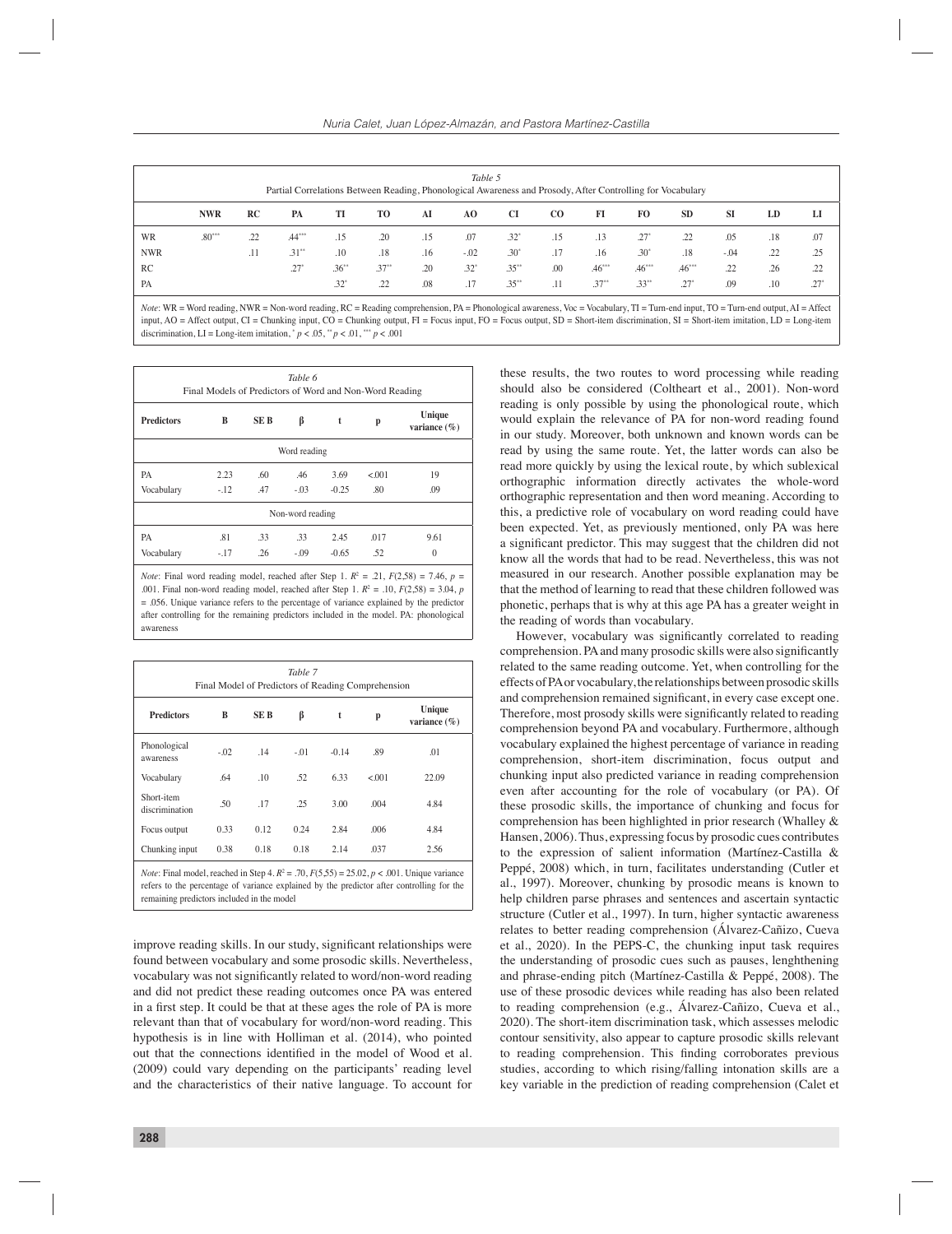*Table 5*
Partial Correlations Between Reading, Phonological Awareness and Prosody, After Controlling for Vocabulary

| | NWR | RC | PA | TI | TO | AI | AO | CI | CO | FI | FO | SD | SI | LD | LI |
|---|---|---|---|---|---|---|---|---|---|---|---|---|---|---|---|
| WR | .80*** | .22 | .44*** | .15 | .20 | .15 | .07 | .32* | .15 | .13 | .27* | .22 | .05 | .18 | .07 |
| NWR | | .11 | .31** | .10 | .18 | .16 | -.02 | .30* | .17 | .16 | .30* | .18 | -.04 | .22 | .25 |
| RC | | | .27* | .36** | .37** | .20 | .32* | .35** | .00 | .46*** | .46*** | .46*** | .22 | .26 | .22 |
| PA | | | | .32* | .22 | .08 | .17 | .35** | .11 | .37** | .33** | .27* | .09 | .10 | .27* |

*Note*: WR = Word reading, NWR = Non-word reading, RC = Reading comprehension, PA = Phonological awareness, Voc = Vocabulary, TI = Turn-end input, TO = Turn-end output, AI = Affect input, AO = Affect output, CI = Chunking input, CO = Chunking output, FI = Focus input, FO = Focus output, SD = Short-item discrimination, SI = Short-item imitation, LD = Long-item discrimination, LI = Long-item imitation, * $p < .05$, ** $p < .01$, *** $p < .001$

*Table 6*
Final Models of Predictors of Word and Non-Word Reading

| Predictors | B | SE B | β | t | p | Unique variance (%) |
|---|---|---|---|---|---|---|
| | | | Word reading | | | |
| PA | 2.23 | .60 | .46 | 3.69 | <.001 | 19 |
| Vocabulary | -.12 | .47 | -.03 | -0.25 | .80 | .09 |
| | | | Non-word reading | | | |
| PA | .81 | .33 | .33 | 2.45 | .017 | 9.61 |
| Vocabulary | -.17 | .26 | -.09 | -0.65 | .52 | 0 |

*Note*: Final word reading model, reached after Step 1. $R^2 = .21$, $F(2,58) = 7.46$, $p = .001$. Final non-word reading model, reached after Step 1. $R^2 = .10$, $F(2,58) = 3.04$, $p = .056$. Unique variance refers to the percentage of variance explained by the predictor after controlling for the remaining predictors included in the model. PA: phonological awareness

*Table 7*
Final Model of Predictors of Reading Comprehension

| Predictors | B | SE B | β | t | p | Unique variance (%) |
|---|---|---|---|---|---|---|
| Phonological awareness | -.02 | .14 | -.01 | -0.14 | .89 | .01 |
| Vocabulary | .64 | .10 | .52 | 6.33 | <.001 | 22.09 |
| Short-item discrimination | .50 | .17 | .25 | 3.00 | .004 | 4.84 |
| Focus output | 0.33 | 0.12 | 0.24 | 2.84 | .006 | 4.84 |
| Chunking input | 0.38 | 0.18 | 0.18 | 2.14 | .037 | 2.56 |

*Note*: Final model, reached in Step 4. $R^2 = .70$, $F(5,55) = 25.02$, $p < .001$. Unique variance refers to the percentage of variance explained by the predictor after controlling for the remaining predictors included in the model

improve reading skills. In our study, significant relationships were found between vocabulary and some prosodic skills. Nevertheless, vocabulary was not significantly related to word/non-word reading and did not predict these reading outcomes once PA was entered in a first step. It could be that at these ages the role of PA is more relevant than that of vocabulary for word/non-word reading. This hypothesis is in line with Holliman et al. (2014), who pointed out that the connections identified in the model of Wood et al. (2009) could vary depending on the participants' reading level and the characteristics of their native language. To account for these results, the two routes to word processing while reading should also be considered (Coltheart et al., 2001). Non-word reading is only possible by using the phonological route, which would explain the relevance of PA for non-word reading found in our study. Moreover, both unknown and known words can be read by using the same route. Yet, the latter words can also be read more quickly by using the lexical route, by which sublexical orthographic information directly activates the whole-word orthographic representation and then word meaning. According to this, a predictive role of vocabulary on word reading could have been expected. Yet, as previously mentioned, only PA was here a significant predictor. This may suggest that the children did not know all the words that had to be read. Nevertheless, this was not measured in our research. Another possible explanation may be that the method of learning to read that these children followed was phonetic, perhaps that is why at this age PA has a greater weight in the reading of words than vocabulary.

However, vocabulary was significantly correlated to reading comprehension. PA and many prosodic skills were also significantly related to the same reading outcome. Yet, when controlling for the effects of PA or vocabulary, the relationships between prosodic skills and comprehension remained significant, in every case except one. Therefore, most prosody skills were significantly related to reading comprehension beyond PA and vocabulary. Furthermore, although vocabulary explained the highest percentage of variance in reading comprehension, short-item discrimination, focus output and chunking input also predicted variance in reading comprehension even after accounting for the role of vocabulary (or PA). Of these prosodic skills, the importance of chunking and focus for comprehension has been highlighted in prior research (Whalley & Hansen, 2006). Thus, expressing focus by prosodic cues contributes to the expression of salient information (Martínez-Castilla & Peppé, 2008) which, in turn, facilitates understanding (Cutler et al., 1997). Moreover, chunking by prosodic means is known to help children parse phrases and sentences and ascertain syntactic structure (Cutler et al., 1997). In turn, higher syntactic awareness relates to better reading comprehension (Álvarez-Cañizo, Cueva et al., 2020). In the PEPS-C, the chunking input task requires the understanding of prosodic cues such as pauses, lenghthening and phrase-ending pitch (Martínez-Castilla & Peppé, 2008). The use of these prosodic devices while reading has also been related to reading comprehension (e.g., Álvarez-Cañizo, Cueva et al., 2020). The short-item discrimination task, which assesses melodic contour sensitivity, also appear to capture prosodic skills relevant to reading comprehension. This finding corroborates previous studies, according to which rising/falling intonation skills are a key variable in the prediction of reading comprehension (Calet et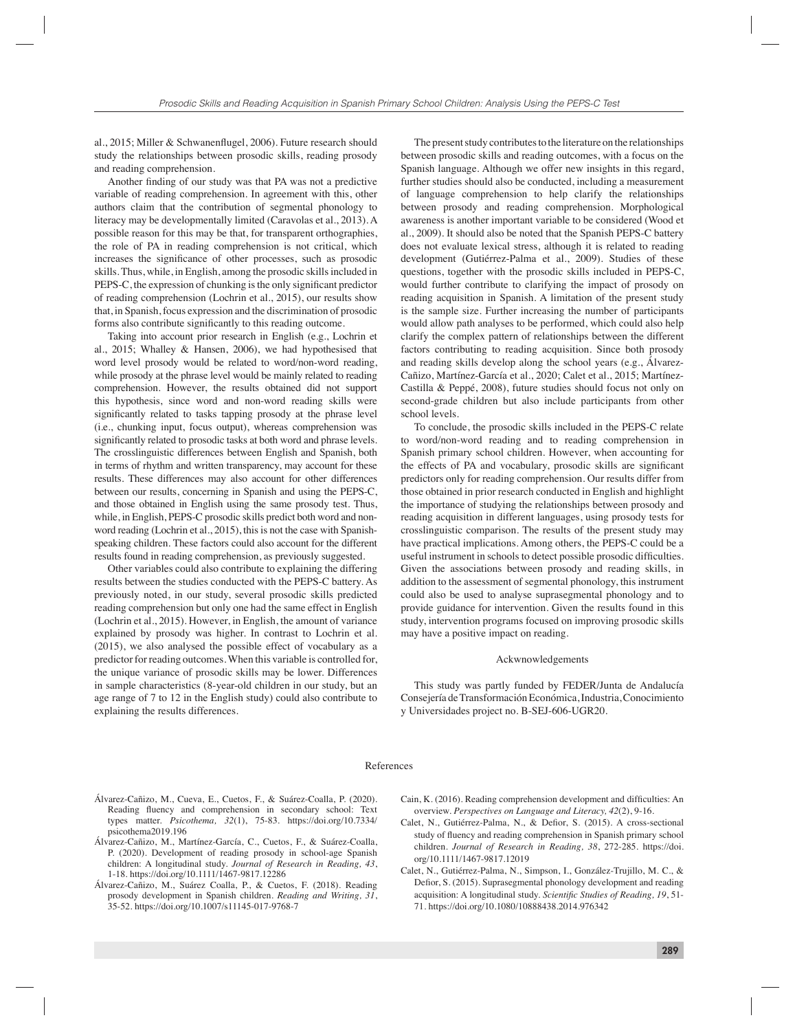al., 2015; Miller & Schwanenflugel, 2006). Future research should study the relationships between prosodic skills, reading prosody and reading comprehension.

Another finding of our study was that PA was not a predictive variable of reading comprehension. In agreement with this, other authors claim that the contribution of segmental phonology to literacy may be developmentally limited (Caravolas et al., 2013). A possible reason for this may be that, for transparent orthographies, the role of PA in reading comprehension is not critical, which increases the significance of other processes, such as prosodic skills. Thus, while, in English, among the prosodic skills included in PEPS-C, the expression of chunking is the only significant predictor of reading comprehension (Lochrin et al., 2015), our results show that, in Spanish, focus expression and the discrimination of prosodic forms also contribute significantly to this reading outcome.

Taking into account prior research in English (e.g., Lochrin et al., 2015; Whalley & Hansen, 2006), we had hypothesised that word level prosody would be related to word/non-word reading, while prosody at the phrase level would be mainly related to reading comprehension. However, the results obtained did not support this hypothesis, since word and non-word reading skills were significantly related to tasks tapping prosody at the phrase level (i.e., chunking input, focus output), whereas comprehension was significantly related to prosodic tasks at both word and phrase levels. The crosslinguistic differences between English and Spanish, both in terms of rhythm and written transparency, may account for these results. These differences may also account for other differences between our results, concerning in Spanish and using the PEPS-C, and those obtained in English using the same prosody test. Thus, while, in English, PEPS-C prosodic skills predict both word and non-word reading (Lochrin et al., 2015), this is not the case with Spanish-speaking children. These factors could also account for the different results found in reading comprehension, as previously suggested.

Other variables could also contribute to explaining the differing results between the studies conducted with the PEPS-C battery. As previously noted, in our study, several prosodic skills predicted reading comprehension but only one had the same effect in English (Lochrin et al., 2015). However, in English, the amount of variance explained by prosody was higher. In contrast to Lochrin et al. (2015), we also analysed the possible effect of vocabulary as a predictor for reading outcomes. When this variable is controlled for, the unique variance of prosodic skills may be lower. Differences in sample characteristics (8-year-old children in our study, but an age range of 7 to 12 in the English study) could also contribute to explaining the results differences.

The present study contributes to the literature on the relationships between prosodic skills and reading outcomes, with a focus on the Spanish language. Although we offer new insights in this regard, further studies should also be conducted, including a measurement of language comprehension to help clarify the relationships between prosody and reading comprehension. Morphological awareness is another important variable to be considered (Wood et al., 2009). It should also be noted that the Spanish PEPS-C battery does not evaluate lexical stress, although it is related to reading development (Gutiérrez-Palma et al., 2009). Studies of these questions, together with the prosodic skills included in PEPS-C, would further contribute to clarifying the impact of prosody on reading acquisition in Spanish. A limitation of the present study is the sample size. Further increasing the number of participants would allow path analyses to be performed, which could also help clarify the complex pattern of relationships between the different factors contributing to reading acquisition. Since both prosody and reading skills develop along the school years (e.g., Álvarez-Cañizo, Martínez-García et al., 2020; Calet et al., 2015; Martínez-Castilla & Peppé, 2008), future studies should focus not only on second-grade children but also include participants from other school levels.

To conclude, the prosodic skills included in the PEPS-C relate to word/non-word reading and to reading comprehension in Spanish primary school children. However, when accounting for the effects of PA and vocabulary, prosodic skills are significant predictors only for reading comprehension. Our results differ from those obtained in prior research conducted in English and highlight the importance of studying the relationships between prosody and reading acquisition in different languages, using prosody tests for crosslinguistic comparison. The results of the present study may have practical implications. Among others, the PEPS-C could be a useful instrument in schools to detect possible prosodic difficulties. Given the associations between prosody and reading skills, in addition to the assessment of segmental phonology, this instrument could also be used to analyse suprasegmental phonology and to provide guidance for intervention. Given the results found in this study, intervention programs focused on improving prosodic skills may have a positive impact on reading.

## Ackwnowledgements

This study was partly funded by FEDER/Junta de Andalucía Consejería de Transformación Económica, Industria, Conocimiento y Universidades project no. B-SEJ-606-UGR20.

## References

Álvarez-Cañizo, M., Cueva, E., Cuetos, F., & Suárez-Coalla, P. (2020). Reading fluency and comprehension in secondary school: Text types matter. *Psicothema, 32*(1), 75-83. https://doi.org/10.7334/psicothema2019.196

Álvarez-Cañizo, M., Martínez-García, C., Cuetos, F., & Suárez-Coalla, P. (2020). Development of reading prosody in school-age Spanish children: A longitudinal study. *Journal of Research in Reading, 43*, 1-18. https://doi.org/10.1111/1467-9817.12286

Álvarez-Cañizo, M., Suárez Coalla, P., & Cuetos, F. (2018). Reading prosody development in Spanish children. *Reading and Writing, 31*, 35-52. https://doi.org/10.1007/s11145-017-9768-7

Cain, K. (2016). Reading comprehension development and difficulties: An overview. *Perspectives on Language and Literacy, 42*(2), 9-16.

Calet, N., Gutiérrez-Palma, N., & Defior, S. (2015). A cross-sectional study of fluency and reading comprehension in Spanish primary school children. *Journal of Research in Reading, 38*, 272-285. https://doi.org/10.1111/1467-9817.12019

Calet, N., Gutiérrez-Palma, N., Simpson, I., González-Trujillo, M. C., & Defior, S. (2015). Suprasegmental phonology development and reading acquisition: A longitudinal study. *Scientific Studies of Reading, 19*, 51-71. https://doi.org/10.1080/10888438.2014.976342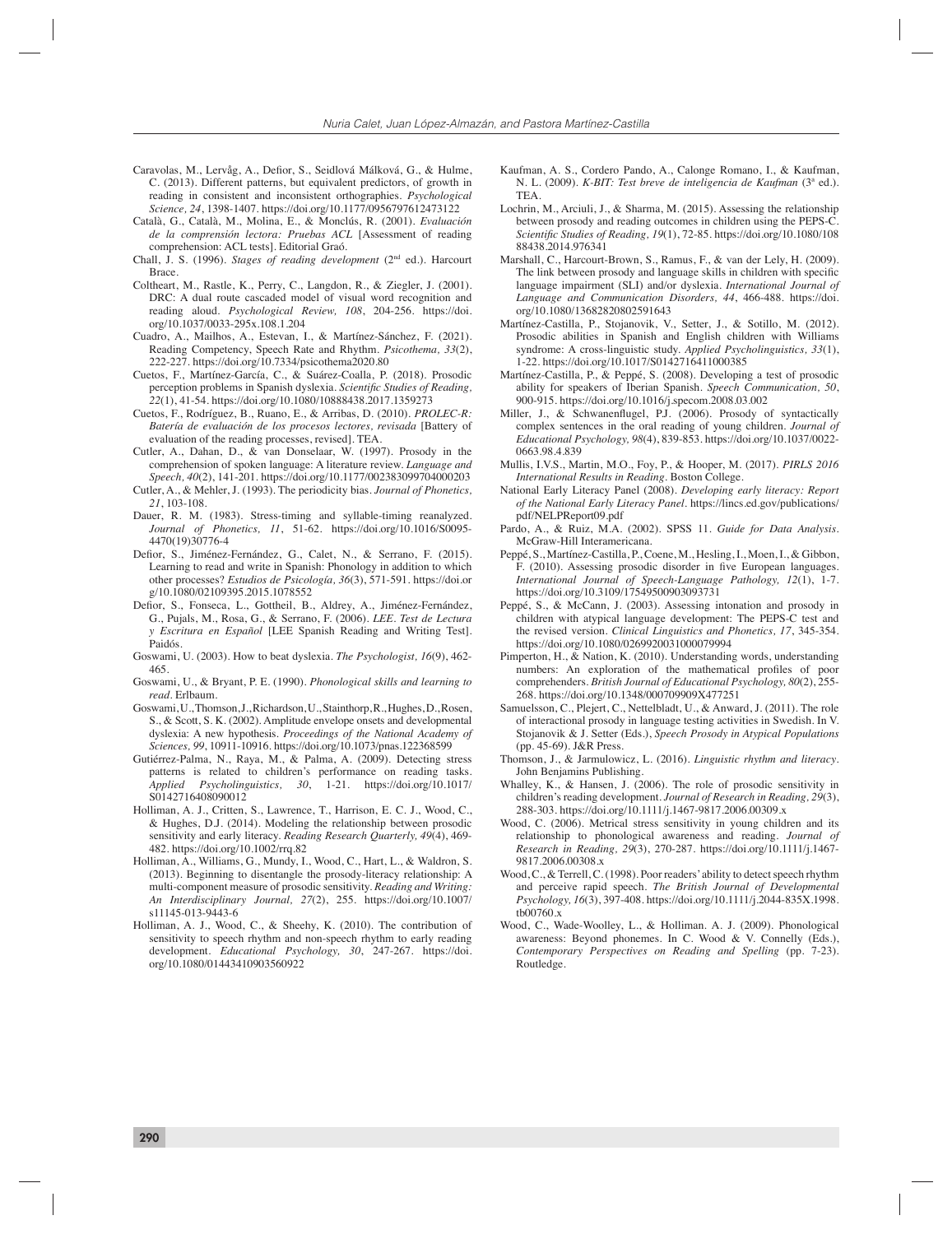Caravolas, M., Lervåg, A., Defior, S., Seidlová Málková, G., & Hulme, C. (2013). Different patterns, but equivalent predictors, of growth in reading in consistent and inconsistent orthographies. *Psychological Science, 24*, 1398-1407. https://doi.org/10.1177/0956797612473122

Català, G., Català, M., Molina, E., & Monclús, R. (2001). *Evaluación de la comprensión lectora: Pruebas ACL* [Assessment of reading comprehension: ACL tests]. Editorial Graó.

Chall, J. S. (1996). *Stages of reading development* (2nd ed.). Harcourt Brace.

Coltheart, M., Rastle, K., Perry, C., Langdon, R., & Ziegler, J. (2001). DRC: A dual route cascaded model of visual word recognition and reading aloud. *Psychological Review, 108*, 204-256. https://doi.org/10.1037/0033-295x.108.1.204

Cuadro, A., Mailhos, A., Estevan, I., & Martínez-Sánchez, F. (2021). Reading Competency, Speech Rate and Rhythm. *Psicothema, 33*(2), 222-227. https://doi.org/10.7334/psicothema2020.80

Cuetos, F., Martínez-García, C., & Suárez-Coalla, P. (2018). Prosodic perception problems in Spanish dyslexia. *Scientific Studies of Reading, 22*(1), 41-54. https://doi.org/10.1080/10888438.2017.1359273

Cuetos, F., Rodríguez, B., Ruano, E., & Arribas, D. (2010). *PROLEC-R: Batería de evaluación de los procesos lectores, revisada* [Battery of evaluation of the reading processes, revised]. TEA.

Cutler, A., Dahan, D., & van Donselaar, W. (1997). Prosody in the comprehension of spoken language: A literature review. *Language and Speech, 40*(2), 141-201. https://doi.org/10.1177/002383099704000203

Cutler, A., & Mehler, J. (1993). The periodicity bias. *Journal of Phonetics, 21*, 103-108.

Dauer, R. M. (1983). Stress-timing and syllable-timing reanalyzed. *Journal of Phonetics, 11*, 51-62. https://doi.org/10.1016/S0095-4470(19)30776-4

Defior, S., Jiménez-Fernández, G., Calet, N., & Serrano, F. (2015). Learning to read and write in Spanish: Phonology in addition to which other processes? *Estudios de Psicología, 36*(3), 571-591. https://doi.org/10.1080/02109395.2015.1078552

Defior, S., Fonseca, L., Gottheil, B., Aldrey, A., Jiménez-Fernández, G., Pujals, M., Rosa, G., & Serrano, F. (2006). *LEE. Test de Lectura y Escritura en Español* [LEE Spanish Reading and Writing Test]. Paidós.

Goswami, U. (2003). How to beat dyslexia. *The Psychologist, 16*(9), 462-465.

Goswami, U., & Bryant, P. E. (1990). *Phonological skills and learning to read*. Erlbaum.

Goswami, U., Thomson, J., Richardson, U., Stainthorp, R., Hughes, D., Rosen, S., & Scott, S. K. (2002). Amplitude envelope onsets and developmental dyslexia: A new hypothesis. *Proceedings of the National Academy of Sciences, 99*, 10911-10916. https://doi.org/10.1073/pnas.122368599

Gutiérrez-Palma, N., Raya, M., & Palma, A. (2009). Detecting stress patterns is related to children's performance on reading tasks. *Applied Psycholinguistics, 30*, 1-21. https://doi.org/10.1017/S0142716408090012

Holliman, A. J., Critten, S., Lawrence, T., Harrison, E. C. J., Wood, C., & Hughes, D.J. (2014). Modeling the relationship between prosodic sensitivity and early literacy. *Reading Research Quarterly, 49*(4), 469-482. https://doi.org/10.1002/rrq.82

Holliman, A., Williams, G., Mundy, I., Wood, C., Hart, L., & Waldron, S. (2013). Beginning to disentangle the prosody-literacy relationship: A multi-component measure of prosodic sensitivity. *Reading and Writing: An Interdisciplinary Journal, 27*(2), 255. https://doi.org/10.1007/s11145-013-9443-6

Holliman, A. J., Wood, C., & Sheehy, K. (2010). The contribution of sensitivity to speech rhythm and non-speech rhythm to early reading development. *Educational Psychology, 30*, 247-267. https://doi.org/10.1080/01443410903560922

Kaufman, A. S., Cordero Pando, A., Calonge Romano, I., & Kaufman, N. L. (2009). *K-BIT: Test breve de inteligencia de Kaufman* (3ª ed.). TEA.

Lochrin, M., Arciuli, J., & Sharma, M. (2015). Assessing the relationship between prosody and reading outcomes in children using the PEPS-C. *Scientific Studies of Reading, 19*(1), 72-85. https://doi.org/10.1080/10888438.2014.976341

Marshall, C., Harcourt-Brown, S., Ramus, F., & van der Lely, H. (2009). The link between prosody and language skills in children with specific language impairment (SLI) and/or dyslexia. *International Journal of Language and Communication Disorders, 44*, 466-488. https://doi.org/10.1080/13682820802591643

Martínez-Castilla, P., Stojanovik, V., Setter, J., & Sotillo, M. (2012). Prosodic abilities in Spanish and English children with Williams syndrome: A cross-linguistic study. *Applied Psycholinguistics, 33*(1), 1-22. https://doi.org/10.1017/S0142716411000385

Martínez-Castilla, P., & Peppé, S. (2008). Developing a test of prosodic ability for speakers of Iberian Spanish. *Speech Communication, 50*, 900-915. https://doi.org/10.1016/j.specom.2008.03.002

Miller, J., & Schwanenflugel, P.J. (2006). Prosody of syntactically complex sentences in the oral reading of young children. *Journal of Educational Psychology, 98*(4), 839-853. https://doi.org/10.1037/0022-0663.98.4.839

Mullis, I.V.S., Martin, M.O., Foy, P., & Hooper, M. (2017). *PIRLS 2016 International Results in Reading*. Boston College.

National Early Literacy Panel (2008). *Developing early literacy: Report of the National Early Literacy Panel*. https://lincs.ed.gov/publications/pdf/NELPReport09.pdf

Pardo, A., & Ruiz, M.A. (2002). SPSS 11. *Guide for Data Analysis*. McGraw-Hill Interamericana.

Peppé, S., Martínez-Castilla, P., Coene, M., Hesling, I., Moen, I., & Gibbon, F. (2010). Assessing prosodic disorder in five European languages. *International Journal of Speech-Language Pathology, 12*(1), 1-7. https://doi.org/10.3109/17549500903093731

Peppé, S., & McCann, J. (2003). Assessing intonation and prosody in children with atypical language development: The PEPS-C test and the revised version. *Clinical Linguistics and Phonetics, 17*, 345-354. https://doi.org/10.1080/0269920031000079994

Pimperton, H., & Nation, K. (2010). Understanding words, understanding numbers: An exploration of the mathematical profiles of poor comprehenders. *British Journal of Educational Psychology, 80*(2), 255-268. https://doi.org/10.1348/000709909X477251

Samuelsson, C., Plejert, C., Nettelbladt, U., & Anward, J. (2011). The role of interactional prosody in language testing activities in Swedish. In V. Stojanovik & J. Setter (Eds.), *Speech Prosody in Atypical Populations* (pp. 45-69). J&R Press.

Thomson, J., & Jarmulowicz, L. (2016). *Linguistic rhythm and literacy*. John Benjamins Publishing.

Whalley, K., & Hansen, J. (2006). The role of prosodic sensitivity in children's reading development. *Journal of Research in Reading, 29*(3), 288-303. https://doi.org/10.1111/j.1467-9817.2006.00309.x

Wood, C. (2006). Metrical stress sensitivity in young children and its relationship to phonological awareness and reading. *Journal of Research in Reading, 29*(3), 270-287. https://doi.org/10.1111/j.1467-9817.2006.00308.x

Wood, C., & Terrell, C. (1998). Poor readers' ability to detect speech rhythm and perceive rapid speech. *The British Journal of Developmental Psychology, 16*(3), 397-408. https://doi.org/10.1111/j.2044-835X.1998.tb00760.x

Wood, C., Wade-Woolley, L., & Holliman. A. J. (2009). Phonological awareness: Beyond phonemes. In C. Wood & V. Connelly (Eds.), *Contemporary Perspectives on Reading and Spelling* (pp. 7-23). Routledge.